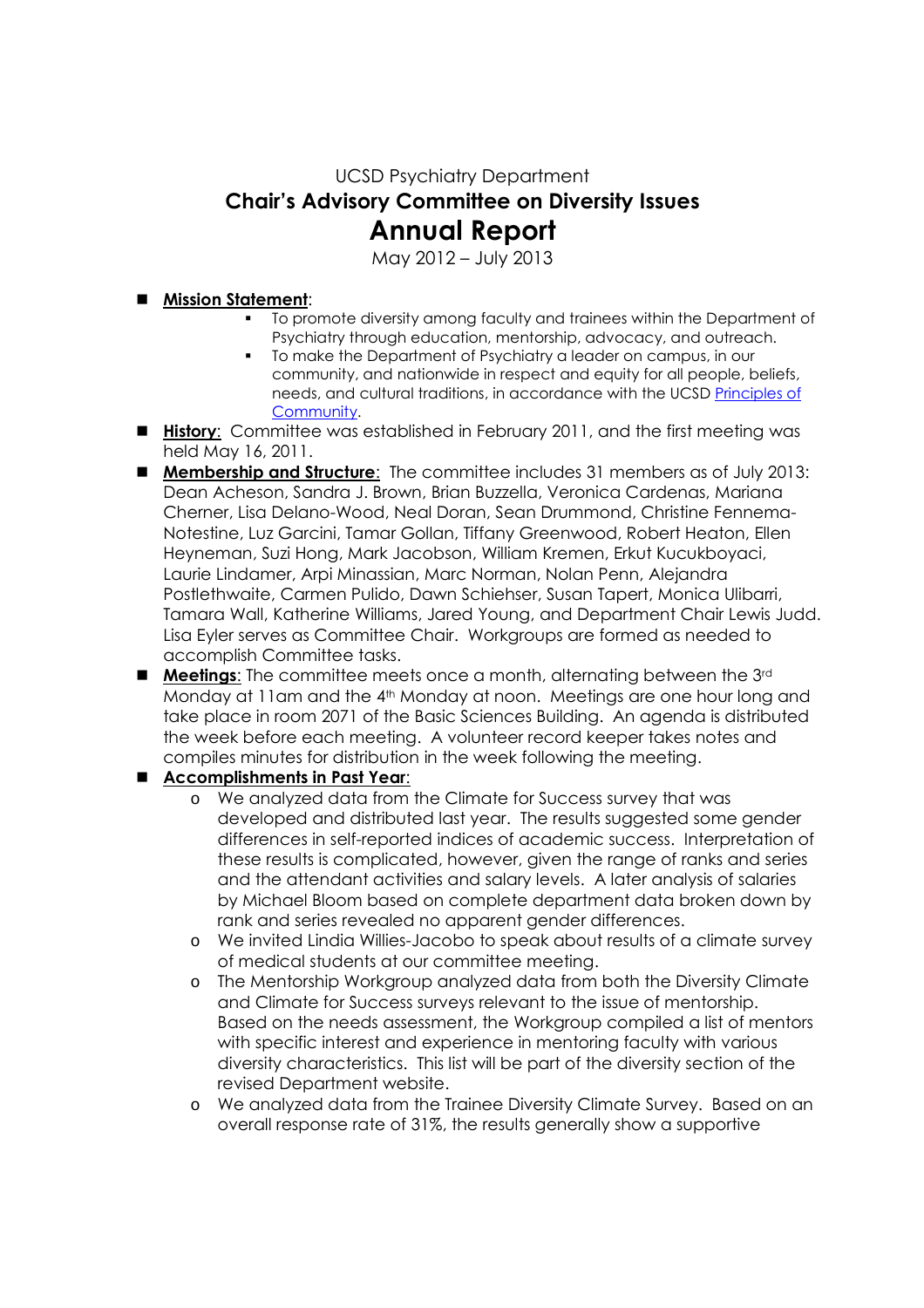UCSD Psychiatry Department

## Chair's Advisory Committee on Diversity Issues

# Annual Report

May 2012 – July 2013

- **Mission Statement**:
  - To promote diversity among faculty and trainees within the Department of Psychiatry through education, mentorship, advocacy, and outreach.
  - To make the Department of Psychiatry a leader on campus, in our community, and nationwide in respect and equity for all people, beliefs, needs, and cultural traditions, in accordance with the UCSD [Principles of Community](#).
- **History**: Committee was established in February 2011, and the first meeting was held May 16, 2011.
- **Membership and Structure**: The committee includes 31 members as of July 2013: Dean Acheson, Sandra J. Brown, Brian Buzzella, Veronica Cardenas, Mariana Cherner, Lisa Delano-Wood, Neal Doran, Sean Drummond, Christine Fennema-Notestine, Luz Garcini, Tamar Gollan, Tiffany Greenwood, Robert Heaton, Ellen Heyneman, Suzi Hong, Mark Jacobson, William Kremen, Erkut Kucukboyaci, Laurie Lindamer, Arpi Minassian, Marc Norman, Nolan Penn, Alejandra Postlethwaite, Carmen Pulido, Dawn Schiehser, Susan Tapert, Monica Ulibarri, Tamara Wall, Katherine Williams, Jared Young, and Department Chair Lewis Judd. Lisa Eyler serves as Committee Chair. Workgroups are formed as needed to accomplish Committee tasks.
- **Meetings**: The committee meets once a month, alternating between the 3rd Monday at 11am and the 4th Monday at noon. Meetings are one hour long and take place in room 2071 of the Basic Sciences Building. An agenda is distributed the week before each meeting. A volunteer record keeper takes notes and compiles minutes for distribution in the week following the meeting.
- **Accomplishments in Past Year**:
  - We analyzed data from the Climate for Success survey that was developed and distributed last year. The results suggested some gender differences in self-reported indices of academic success. Interpretation of these results is complicated, however, given the range of ranks and series and the attendant activities and salary levels. A later analysis of salaries by Michael Bloom based on complete department data broken down by rank and series revealed no apparent gender differences.
  - We invited Lindia Willies-Jacobo to speak about results of a climate survey of medical students at our committee meeting.
  - The Mentorship Workgroup analyzed data from both the Diversity Climate and Climate for Success surveys relevant to the issue of mentorship. Based on the needs assessment, the Workgroup compiled a list of mentors with specific interest and experience in mentoring faculty with various diversity characteristics. This list will be part of the diversity section of the revised Department website.
  - We analyzed data from the Trainee Diversity Climate Survey. Based on an overall response rate of 31%, the results generally show a supportive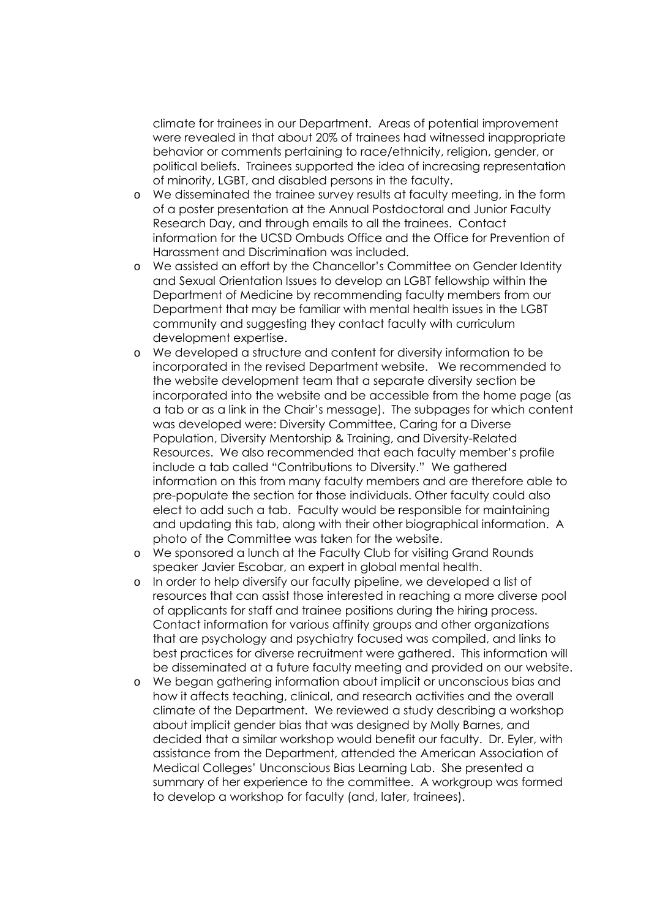climate for trainees in our Department. Areas of potential improvement were revealed in that about 20% of trainees had witnessed inappropriate behavior or comments pertaining to race/ethnicity, religion, gender, or political beliefs. Trainees supported the idea of increasing representation of minority, LGBT, and disabled persons in the faculty.

- We disseminated the trainee survey results at faculty meeting, in the form of a poster presentation at the Annual Postdoctoral and Junior Faculty Research Day, and through emails to all the trainees. Contact information for the UCSD Ombuds Office and the Office for Prevention of Harassment and Discrimination was included.
- We assisted an effort by the Chancellor's Committee on Gender Identity and Sexual Orientation Issues to develop an LGBT fellowship within the Department of Medicine by recommending faculty members from our Department that may be familiar with mental health issues in the LGBT community and suggesting they contact faculty with curriculum development expertise.
- We developed a structure and content for diversity information to be incorporated in the revised Department website. We recommended to the website development team that a separate diversity section be incorporated into the website and be accessible from the home page (as a tab or as a link in the Chair's message). The subpages for which content was developed were: Diversity Committee, Caring for a Diverse Population, Diversity Mentorship & Training, and Diversity-Related Resources. We also recommended that each faculty member's profile include a tab called "Contributions to Diversity." We gathered information on this from many faculty members and are therefore able to pre-populate the section for those individuals. Other faculty could also elect to add such a tab. Faculty would be responsible for maintaining and updating this tab, along with their other biographical information. A photo of the Committee was taken for the website.
- We sponsored a lunch at the Faculty Club for visiting Grand Rounds speaker Javier Escobar, an expert in global mental health.
- In order to help diversify our faculty pipeline, we developed a list of resources that can assist those interested in reaching a more diverse pool of applicants for staff and trainee positions during the hiring process. Contact information for various affinity groups and other organizations that are psychology and psychiatry focused was compiled, and links to best practices for diverse recruitment were gathered. This information will be disseminated at a future faculty meeting and provided on our website.
- We began gathering information about implicit or unconscious bias and how it affects teaching, clinical, and research activities and the overall climate of the Department. We reviewed a study describing a workshop about implicit gender bias that was designed by Molly Barnes, and decided that a similar workshop would benefit our faculty. Dr. Eyler, with assistance from the Department, attended the American Association of Medical Colleges' Unconscious Bias Learning Lab. She presented a summary of her experience to the committee. A workgroup was formed to develop a workshop for faculty (and, later, trainees).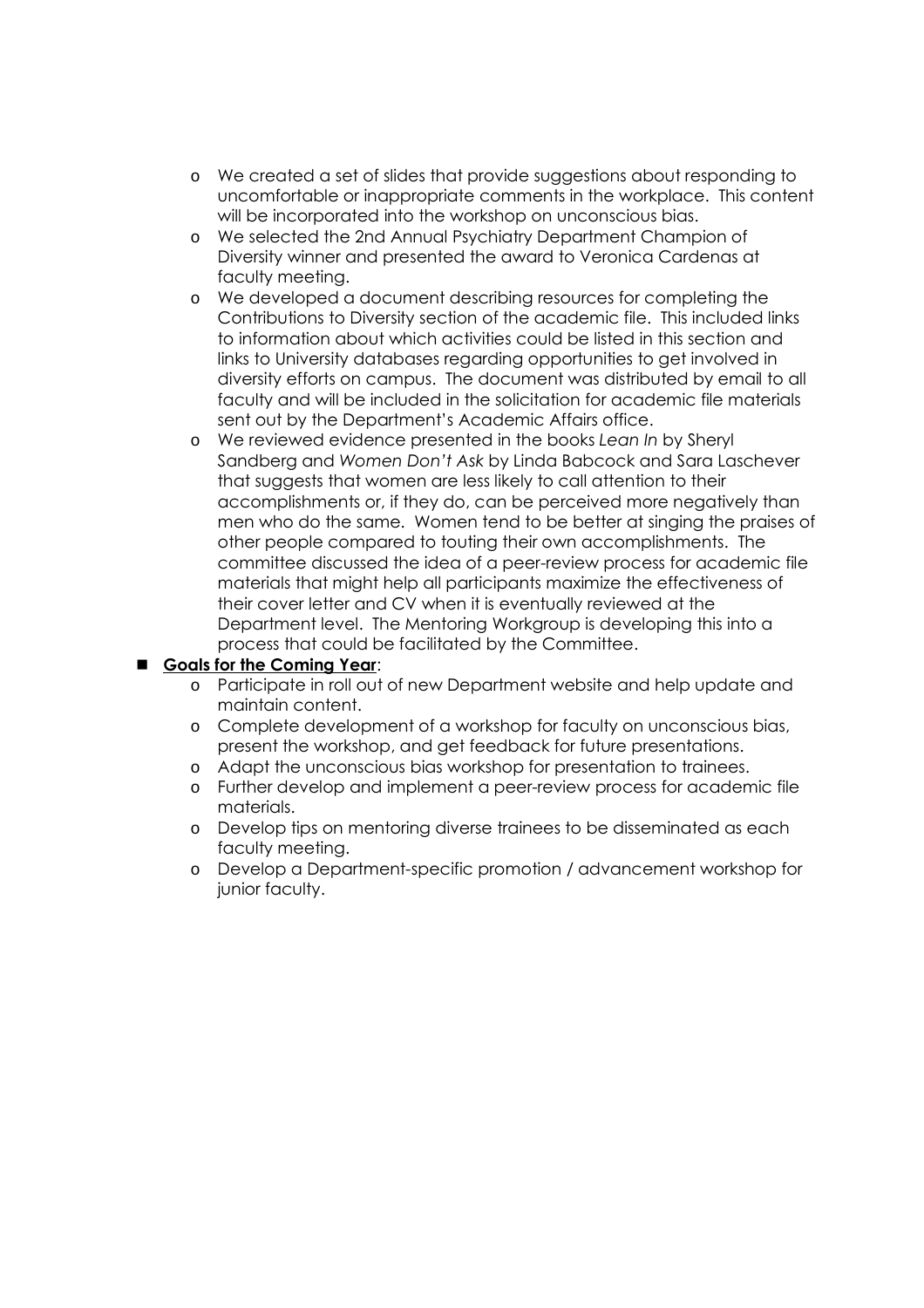- We created a set of slides that provide suggestions about responding to uncomfortable or inappropriate comments in the workplace. This content will be incorporated into the workshop on unconscious bias.
- We selected the 2nd Annual Psychiatry Department Champion of Diversity winner and presented the award to Veronica Cardenas at faculty meeting.
- We developed a document describing resources for completing the Contributions to Diversity section of the academic file. This included links to information about which activities could be listed in this section and links to University databases regarding opportunities to get involved in diversity efforts on campus. The document was distributed by email to all faculty and will be included in the solicitation for academic file materials sent out by the Department's Academic Affairs office.
- We reviewed evidence presented in the books *Lean In* by Sheryl Sandberg and *Women Don't Ask* by Linda Babcock and Sara Laschever that suggests that women are less likely to call attention to their accomplishments or, if they do, can be perceived more negatively than men who do the same. Women tend to be better at singing the praises of other people compared to touting their own accomplishments. The committee discussed the idea of a peer-review process for academic file materials that might help all participants maximize the effectiveness of their cover letter and CV when it is eventually reviewed at the Department level. The Mentoring Workgroup is developing this into a process that could be facilitated by the Committee.

- **Goals for the Coming Year**:
  - Participate in roll out of new Department website and help update and maintain content.
  - Complete development of a workshop for faculty on unconscious bias, present the workshop, and get feedback for future presentations.
  - Adapt the unconscious bias workshop for presentation to trainees.
  - Further develop and implement a peer-review process for academic file materials.
  - Develop tips on mentoring diverse trainees to be disseminated as each faculty meeting.
  - Develop a Department-specific promotion / advancement workshop for junior faculty.